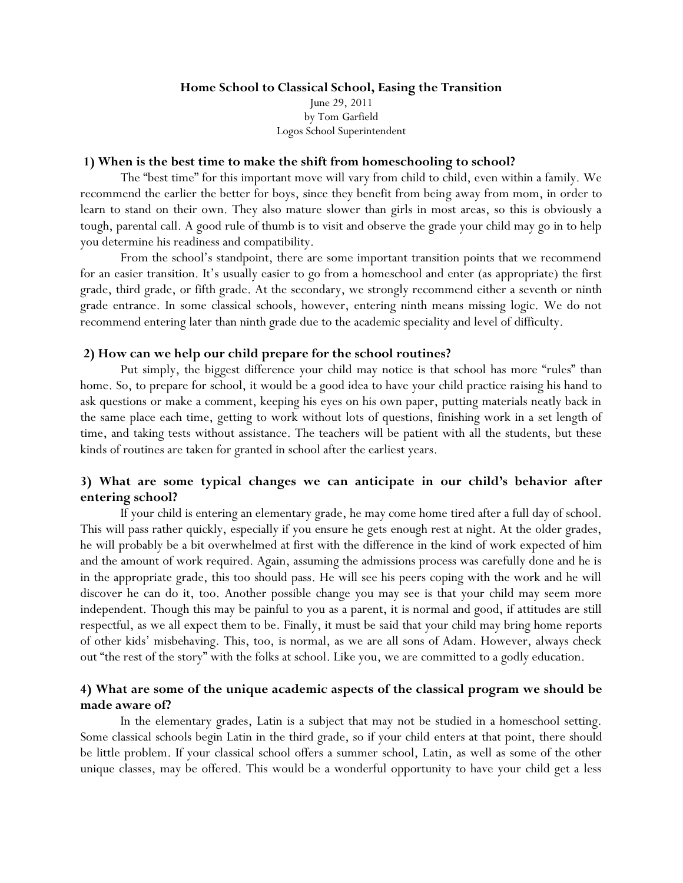**Home School to Classical School, Easing the Transition**

June 29, 2011
by Tom Garfield
Logos School Superintendent

### 1) When is the best time to make the shift from homeschooling to school?

The "best time" for this important move will vary from child to child, even within a family. We recommend the earlier the better for boys, since they benefit from being away from mom, in order to learn to stand on their own. They also mature slower than girls in most areas, so this is obviously a tough, parental call. A good rule of thumb is to visit and observe the grade your child may go in to help you determine his readiness and compatibility.

From the school's standpoint, there are some important transition points that we recommend for an easier transition. It's usually easier to go from a homeschool and enter (as appropriate) the first grade, third grade, or fifth grade. At the secondary, we strongly recommend either a seventh or ninth grade entrance. In some classical schools, however, entering ninth means missing logic. We do not recommend entering later than ninth grade due to the academic speciality and level of difficulty.

### 2) How can we help our child prepare for the school routines?

Put simply, the biggest difference your child may notice is that school has more "rules" than home. So, to prepare for school, it would be a good idea to have your child practice raising his hand to ask questions or make a comment, keeping his eyes on his own paper, putting materials neatly back in the same place each time, getting to work without lots of questions, finishing work in a set length of time, and taking tests without assistance. The teachers will be patient with all the students, but these kinds of routines are taken for granted in school after the earliest years.

### 3) What are some typical changes we can anticipate in our child's behavior after entering school?

If your child is entering an elementary grade, he may come home tired after a full day of school. This will pass rather quickly, especially if you ensure he gets enough rest at night. At the older grades, he will probably be a bit overwhelmed at first with the difference in the kind of work expected of him and the amount of work required. Again, assuming the admissions process was carefully done and he is in the appropriate grade, this too should pass. He will see his peers coping with the work and he will discover he can do it, too. Another possible change you may see is that your child may seem more independent. Though this may be painful to you as a parent, it is normal and good, if attitudes are still respectful, as we all expect them to be. Finally, it must be said that your child may bring home reports of other kids' misbehaving. This, too, is normal, as we are all sons of Adam. However, always check out "the rest of the story" with the folks at school. Like you, we are committed to a godly education.

### 4) What are some of the unique academic aspects of the classical program we should be made aware of?

In the elementary grades, Latin is a subject that may not be studied in a homeschool setting. Some classical schools begin Latin in the third grade, so if your child enters at that point, there should be little problem. If your classical school offers a summer school, Latin, as well as some of the other unique classes, may be offered. This would be a wonderful opportunity to have your child get a less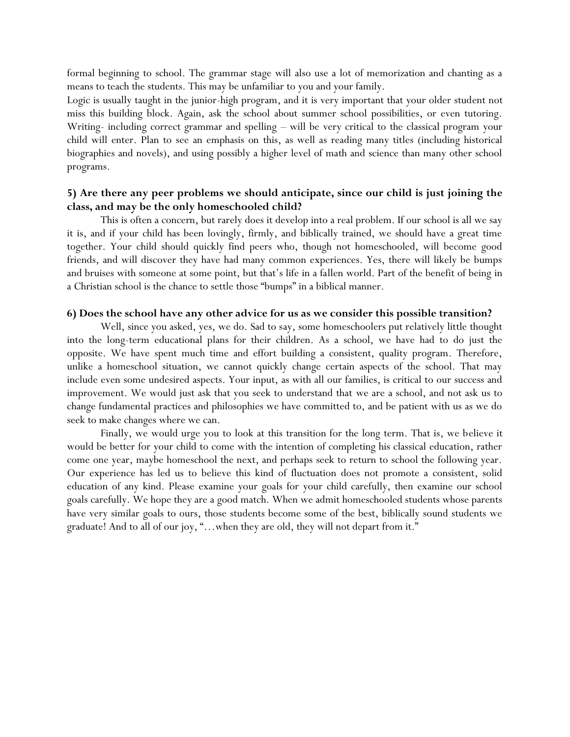formal beginning to school. The grammar stage will also use a lot of memorization and chanting as a means to teach the students. This may be unfamiliar to you and your family.

Logic is usually taught in the junior-high program, and it is very important that your older student not miss this building block. Again, ask the school about summer school possibilities, or even tutoring. Writing- including correct grammar and spelling – will be very critical to the classical program your child will enter. Plan to see an emphasis on this, as well as reading many titles (including historical biographies and novels), and using possibly a higher level of math and science than many other school programs.

### 5) Are there any peer problems we should anticipate, since our child is just joining the class, and may be the only homeschooled child?

This is often a concern, but rarely does it develop into a real problem. If our school is all we say it is, and if your child has been lovingly, firmly, and biblically trained, we should have a great time together. Your child should quickly find peers who, though not homeschooled, will become good friends, and will discover they have had many common experiences. Yes, there will likely be bumps and bruises with someone at some point, but that's life in a fallen world. Part of the benefit of being in a Christian school is the chance to settle those "bumps" in a biblical manner.

### 6) Does the school have any other advice for us as we consider this possible transition?

Well, since you asked, yes, we do. Sad to say, some homeschoolers put relatively little thought into the long-term educational plans for their children. As a school, we have had to do just the opposite. We have spent much time and effort building a consistent, quality program. Therefore, unlike a homeschool situation, we cannot quickly change certain aspects of the school. That may include even some undesired aspects. Your input, as with all our families, is critical to our success and improvement. We would just ask that you seek to understand that we are a school, and not ask us to change fundamental practices and philosophies we have committed to, and be patient with us as we do seek to make changes where we can.

Finally, we would urge you to look at this transition for the long term. That is, we believe it would be better for your child to come with the intention of completing his classical education, rather come one year, maybe homeschool the next, and perhaps seek to return to school the following year. Our experience has led us to believe this kind of fluctuation does not promote a consistent, solid education of any kind. Please examine your goals for your child carefully, then examine our school goals carefully. We hope they are a good match. When we admit homeschooled students whose parents have very similar goals to ours, those students become some of the best, biblically sound students we graduate! And to all of our joy, "…when they are old, they will not depart from it."